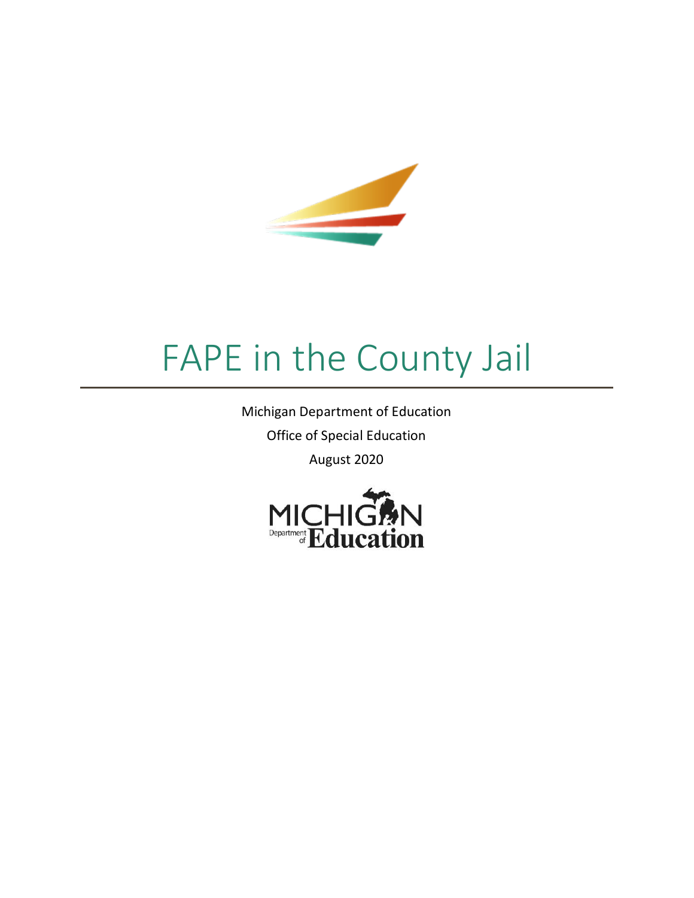# FAPE in the County Jail

Michigan Department of Education

Office of Special Education

August 2020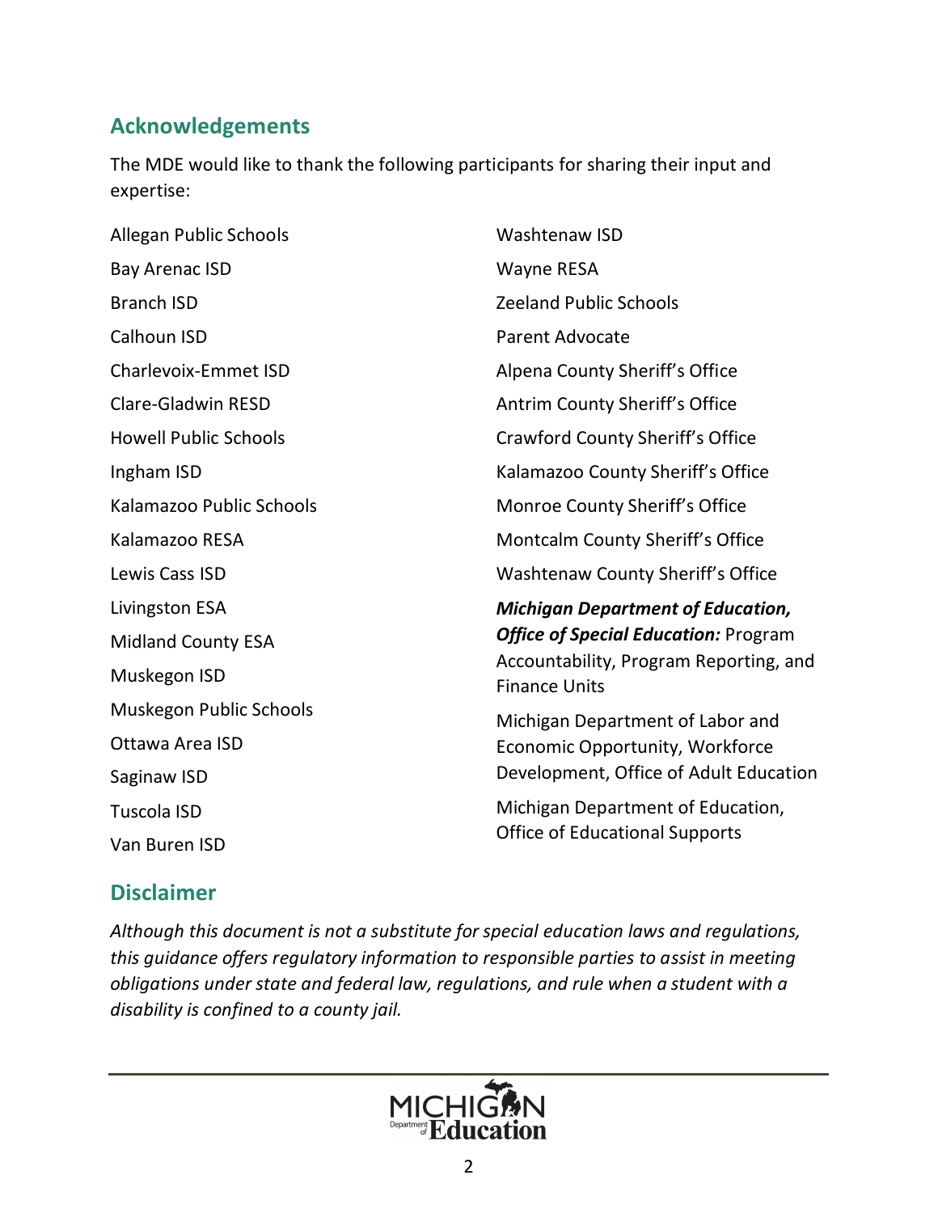## Acknowledgements

The MDE would like to thank the following participants for sharing their input and expertise:

Allegan Public Schools

Bay Arenac ISD

Branch ISD

Calhoun ISD

Charlevoix-Emmet ISD

Clare-Gladwin RESD

Howell Public Schools

Ingham ISD

Kalamazoo Public Schools

Kalamazoo RESA

Lewis Cass ISD

Livingston ESA

Midland County ESA

Muskegon ISD

Muskegon Public Schools

Ottawa Area ISD

Saginaw ISD

Tuscola ISD

Van Buren ISD

Washtenaw ISD

Wayne RESA

Zeeland Public Schools

Parent Advocate

Alpena County Sheriff's Office

Antrim County Sheriff's Office

Crawford County Sheriff's Office

Kalamazoo County Sheriff's Office

Monroe County Sheriff's Office

Montcalm County Sheriff's Office

Washtenaw County Sheriff's Office

***Michigan Department of Education, Office of Special Education:*** Program Accountability, Program Reporting, and Finance Units

Michigan Department of Labor and Economic Opportunity, Workforce Development, Office of Adult Education

Michigan Department of Education, Office of Educational Supports

## Disclaimer

*Although this document is not a substitute for special education laws and regulations, this guidance offers regulatory information to responsible parties to assist in meeting obligations under state and federal law, regulations, and rule when a student with a disability is confined to a county jail.*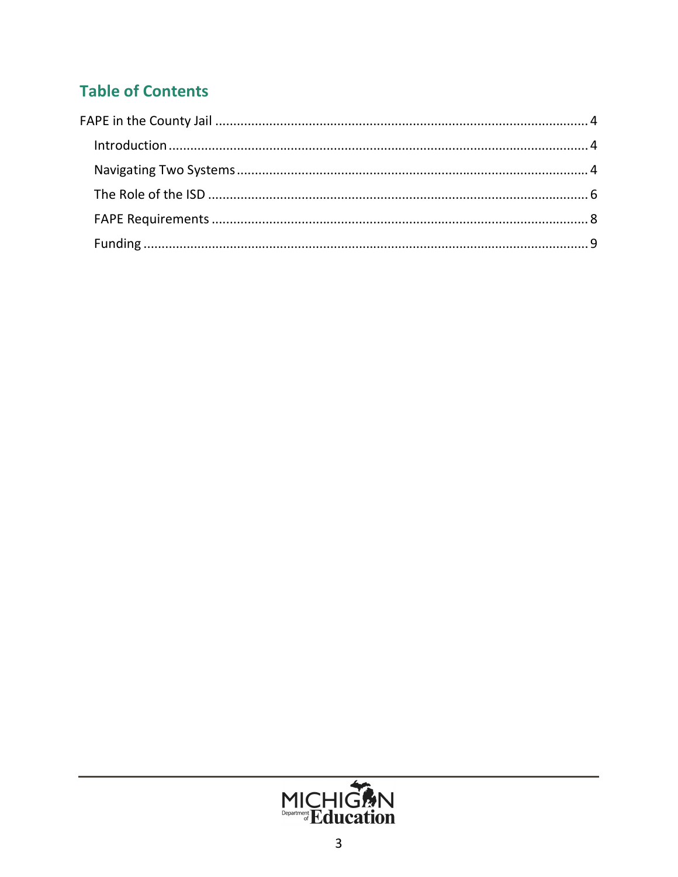## Table of Contents

FAPE in the County Jail ........................................................................................................ 4

- Introduction ........................................................................................................ 4
- Navigating Two Systems ........................................................................................................ 4
- The Role of the ISD ........................................................................................................ 6
- FAPE Requirements ........................................................................................................ 8
- Funding ........................................................................................................ 9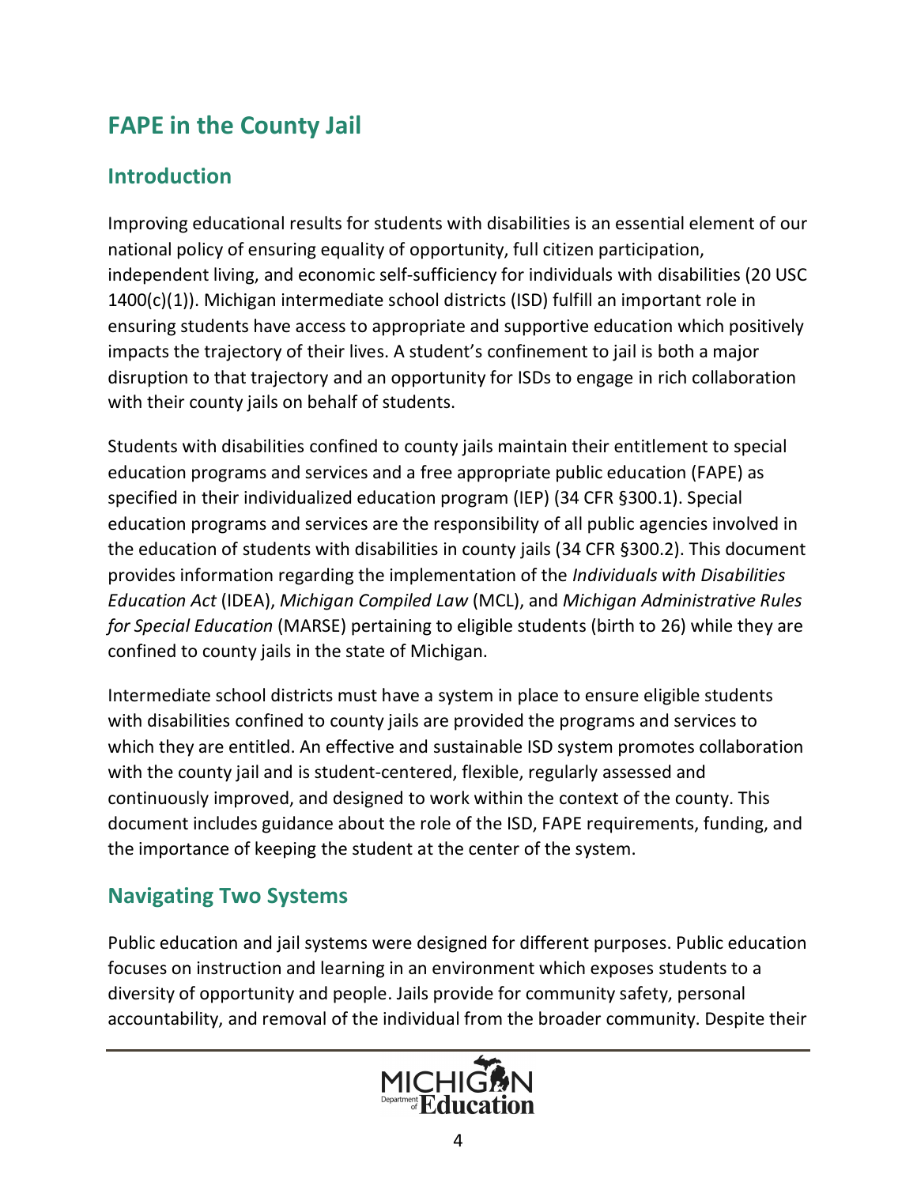# FAPE in the County Jail

## Introduction

Improving educational results for students with disabilities is an essential element of our national policy of ensuring equality of opportunity, full citizen participation, independent living, and economic self-sufficiency for individuals with disabilities (20 USC 1400(c)(1)). Michigan intermediate school districts (ISD) fulfill an important role in ensuring students have access to appropriate and supportive education which positively impacts the trajectory of their lives. A student's confinement to jail is both a major disruption to that trajectory and an opportunity for ISDs to engage in rich collaboration with their county jails on behalf of students.

Students with disabilities confined to county jails maintain their entitlement to special education programs and services and a free appropriate public education (FAPE) as specified in their individualized education program (IEP) (34 CFR §300.1). Special education programs and services are the responsibility of all public agencies involved in the education of students with disabilities in county jails (34 CFR §300.2). This document provides information regarding the implementation of the *Individuals with Disabilities Education Act* (IDEA), *Michigan Compiled Law* (MCL), and *Michigan Administrative Rules for Special Education* (MARSE) pertaining to eligible students (birth to 26) while they are confined to county jails in the state of Michigan.

Intermediate school districts must have a system in place to ensure eligible students with disabilities confined to county jails are provided the programs and services to which they are entitled. An effective and sustainable ISD system promotes collaboration with the county jail and is student-centered, flexible, regularly assessed and continuously improved, and designed to work within the context of the county. This document includes guidance about the role of the ISD, FAPE requirements, funding, and the importance of keeping the student at the center of the system.

## Navigating Two Systems

Public education and jail systems were designed for different purposes. Public education focuses on instruction and learning in an environment which exposes students to a diversity of opportunity and people. Jails provide for community safety, personal accountability, and removal of the individual from the broader community. Despite their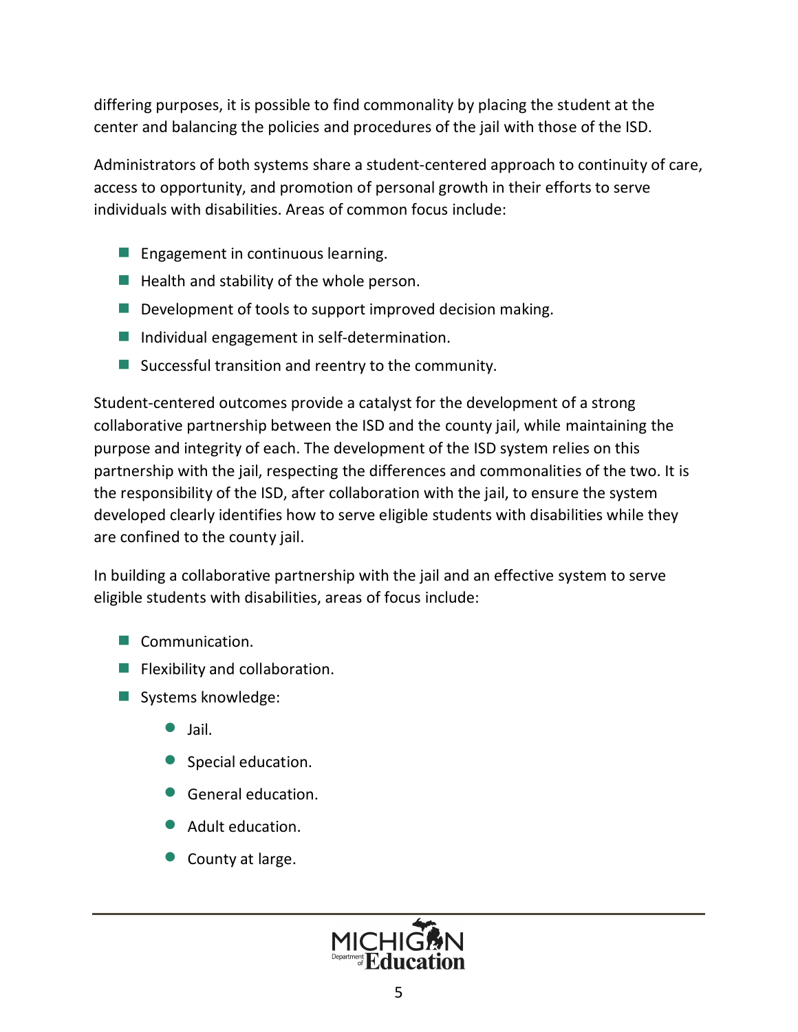differing purposes, it is possible to find commonality by placing the student at the center and balancing the policies and procedures of the jail with those of the ISD.

Administrators of both systems share a student-centered approach to continuity of care, access to opportunity, and promotion of personal growth in their efforts to serve individuals with disabilities. Areas of common focus include:

- Engagement in continuous learning.
- Health and stability of the whole person.
- Development of tools to support improved decision making.
- Individual engagement in self-determination.
- Successful transition and reentry to the community.

Student-centered outcomes provide a catalyst for the development of a strong collaborative partnership between the ISD and the county jail, while maintaining the purpose and integrity of each. The development of the ISD system relies on this partnership with the jail, respecting the differences and commonalities of the two. It is the responsibility of the ISD, after collaboration with the jail, to ensure the system developed clearly identifies how to serve eligible students with disabilities while they are confined to the county jail.

In building a collaborative partnership with the jail and an effective system to serve eligible students with disabilities, areas of focus include:

- Communication.
- Flexibility and collaboration.
- Systems knowledge:
  - Jail.
  - Special education.
  - General education.
  - Adult education.
  - County at large.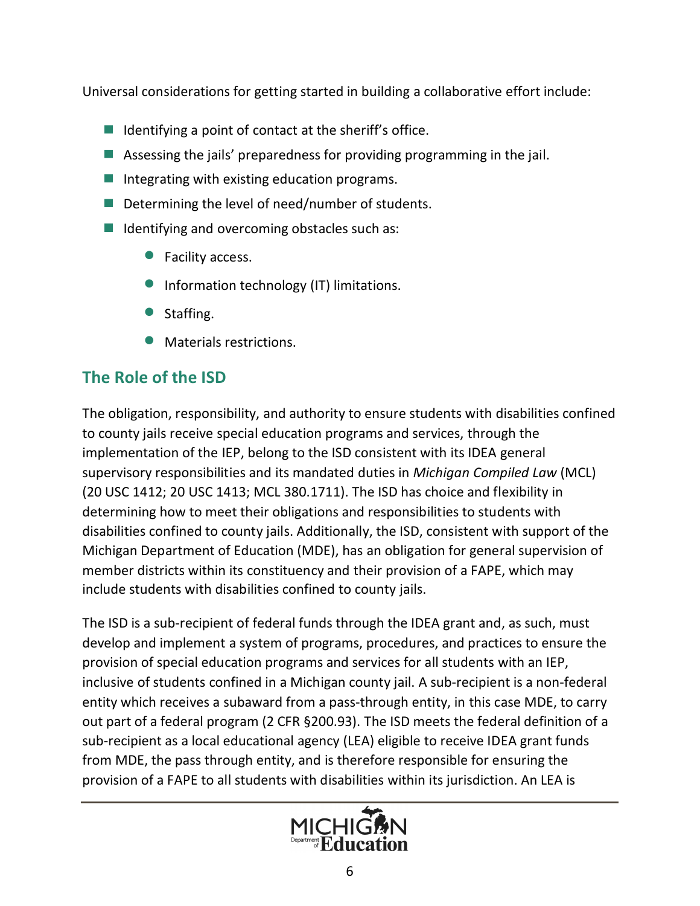Universal considerations for getting started in building a collaborative effort include:

- Identifying a point of contact at the sheriff's office.
- Assessing the jails' preparedness for providing programming in the jail.
- Integrating with existing education programs.
- Determining the level of need/number of students.
- Identifying and overcoming obstacles such as:
  - Facility access.
  - Information technology (IT) limitations.
  - Staffing.
  - Materials restrictions.

## The Role of the ISD

The obligation, responsibility, and authority to ensure students with disabilities confined to county jails receive special education programs and services, through the implementation of the IEP, belong to the ISD consistent with its IDEA general supervisory responsibilities and its mandated duties in *Michigan Compiled Law* (MCL) (20 USC 1412; 20 USC 1413; MCL 380.1711). The ISD has choice and flexibility in determining how to meet their obligations and responsibilities to students with disabilities confined to county jails. Additionally, the ISD, consistent with support of the Michigan Department of Education (MDE), has an obligation for general supervision of member districts within its constituency and their provision of a FAPE, which may include students with disabilities confined to county jails.

The ISD is a sub-recipient of federal funds through the IDEA grant and, as such, must develop and implement a system of programs, procedures, and practices to ensure the provision of special education programs and services for all students with an IEP, inclusive of students confined in a Michigan county jail. A sub-recipient is a non-federal entity which receives a subaward from a pass-through entity, in this case MDE, to carry out part of a federal program (2 CFR §200.93). The ISD meets the federal definition of a sub-recipient as a local educational agency (LEA) eligible to receive IDEA grant funds from MDE, the pass through entity, and is therefore responsible for ensuring the provision of a FAPE to all students with disabilities within its jurisdiction. An LEA is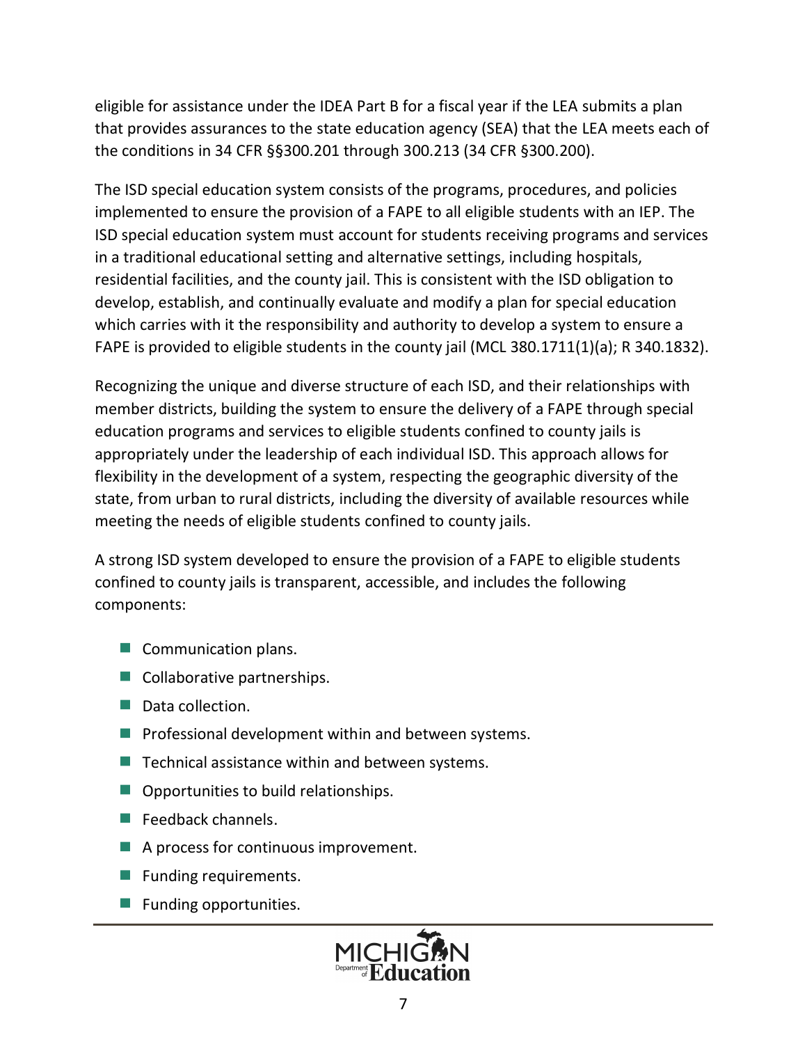eligible for assistance under the IDEA Part B for a fiscal year if the LEA submits a plan that provides assurances to the state education agency (SEA) that the LEA meets each of the conditions in 34 CFR §§300.201 through 300.213 (34 CFR §300.200).

The ISD special education system consists of the programs, procedures, and policies implemented to ensure the provision of a FAPE to all eligible students with an IEP. The ISD special education system must account for students receiving programs and services in a traditional educational setting and alternative settings, including hospitals, residential facilities, and the county jail. This is consistent with the ISD obligation to develop, establish, and continually evaluate and modify a plan for special education which carries with it the responsibility and authority to develop a system to ensure a FAPE is provided to eligible students in the county jail (MCL 380.1711(1)(a); R 340.1832).

Recognizing the unique and diverse structure of each ISD, and their relationships with member districts, building the system to ensure the delivery of a FAPE through special education programs and services to eligible students confined to county jails is appropriately under the leadership of each individual ISD. This approach allows for flexibility in the development of a system, respecting the geographic diversity of the state, from urban to rural districts, including the diversity of available resources while meeting the needs of eligible students confined to county jails.

A strong ISD system developed to ensure the provision of a FAPE to eligible students confined to county jails is transparent, accessible, and includes the following components:

- Communication plans.
- Collaborative partnerships.
- Data collection.
- Professional development within and between systems.
- Technical assistance within and between systems.
- Opportunities to build relationships.
- Feedback channels.
- A process for continuous improvement.
- Funding requirements.
- Funding opportunities.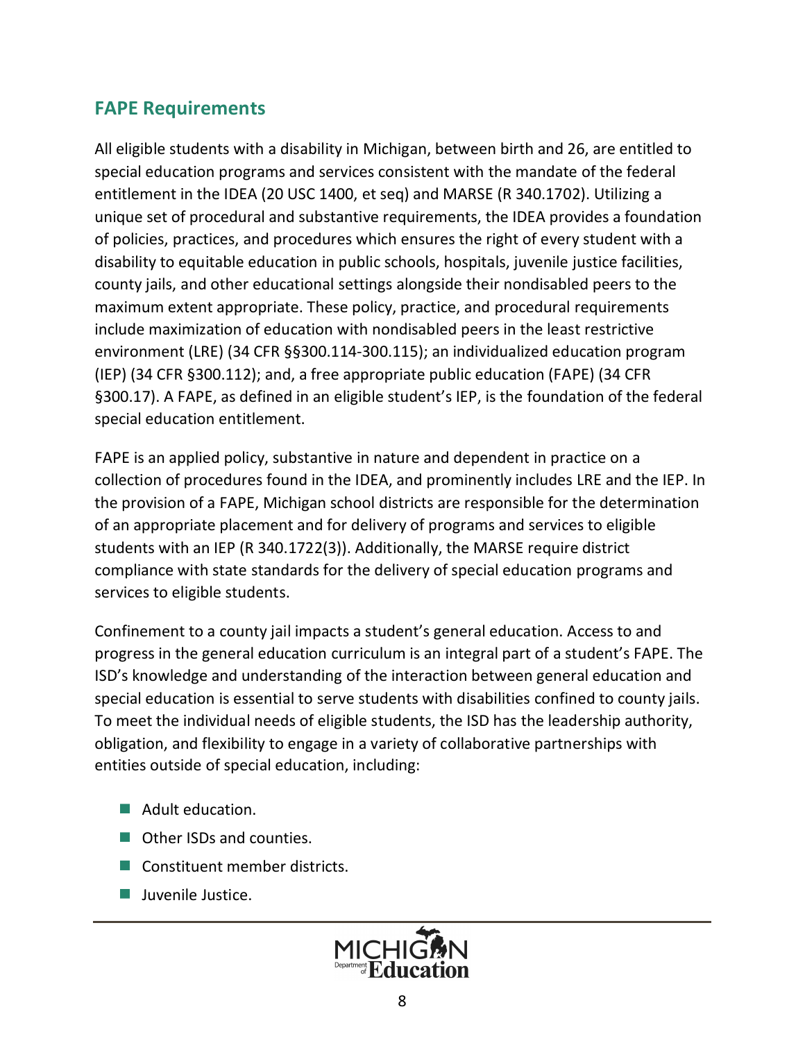## FAPE Requirements

All eligible students with a disability in Michigan, between birth and 26, are entitled to special education programs and services consistent with the mandate of the federal entitlement in the IDEA (20 USC 1400, et seq) and MARSE (R 340.1702). Utilizing a unique set of procedural and substantive requirements, the IDEA provides a foundation of policies, practices, and procedures which ensures the right of every student with a disability to equitable education in public schools, hospitals, juvenile justice facilities, county jails, and other educational settings alongside their nondisabled peers to the maximum extent appropriate. These policy, practice, and procedural requirements include maximization of education with nondisabled peers in the least restrictive environment (LRE) (34 CFR §§300.114-300.115); an individualized education program (IEP) (34 CFR §300.112); and, a free appropriate public education (FAPE) (34 CFR §300.17). A FAPE, as defined in an eligible student's IEP, is the foundation of the federal special education entitlement.

FAPE is an applied policy, substantive in nature and dependent in practice on a collection of procedures found in the IDEA, and prominently includes LRE and the IEP. In the provision of a FAPE, Michigan school districts are responsible for the determination of an appropriate placement and for delivery of programs and services to eligible students with an IEP (R 340.1722(3)). Additionally, the MARSE require district compliance with state standards for the delivery of special education programs and services to eligible students.

Confinement to a county jail impacts a student's general education. Access to and progress in the general education curriculum is an integral part of a student's FAPE. The ISD's knowledge and understanding of the interaction between general education and special education is essential to serve students with disabilities confined to county jails. To meet the individual needs of eligible students, the ISD has the leadership authority, obligation, and flexibility to engage in a variety of collaborative partnerships with entities outside of special education, including:

- Adult education.
- Other ISDs and counties.
- Constituent member districts.
- Juvenile Justice.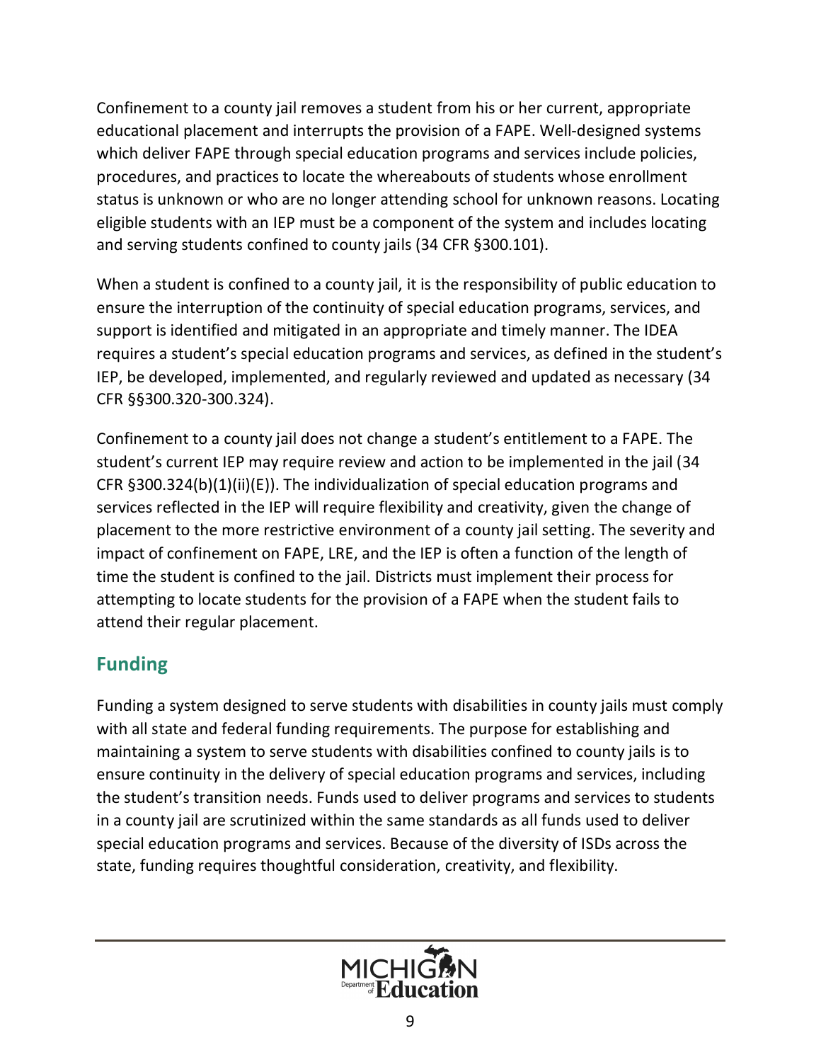Confinement to a county jail removes a student from his or her current, appropriate educational placement and interrupts the provision of a FAPE. Well-designed systems which deliver FAPE through special education programs and services include policies, procedures, and practices to locate the whereabouts of students whose enrollment status is unknown or who are no longer attending school for unknown reasons. Locating eligible students with an IEP must be a component of the system and includes locating and serving students confined to county jails (34 CFR §300.101).

When a student is confined to a county jail, it is the responsibility of public education to ensure the interruption of the continuity of special education programs, services, and support is identified and mitigated in an appropriate and timely manner. The IDEA requires a student's special education programs and services, as defined in the student's IEP, be developed, implemented, and regularly reviewed and updated as necessary (34 CFR §§300.320-300.324).

Confinement to a county jail does not change a student's entitlement to a FAPE. The student's current IEP may require review and action to be implemented in the jail (34 CFR §300.324(b)(1)(ii)(E)). The individualization of special education programs and services reflected in the IEP will require flexibility and creativity, given the change of placement to the more restrictive environment of a county jail setting. The severity and impact of confinement on FAPE, LRE, and the IEP is often a function of the length of time the student is confined to the jail. Districts must implement their process for attempting to locate students for the provision of a FAPE when the student fails to attend their regular placement.

## Funding

Funding a system designed to serve students with disabilities in county jails must comply with all state and federal funding requirements. The purpose for establishing and maintaining a system to serve students with disabilities confined to county jails is to ensure continuity in the delivery of special education programs and services, including the student's transition needs. Funds used to deliver programs and services to students in a county jail are scrutinized within the same standards as all funds used to deliver special education programs and services. Because of the diversity of ISDs across the state, funding requires thoughtful consideration, creativity, and flexibility.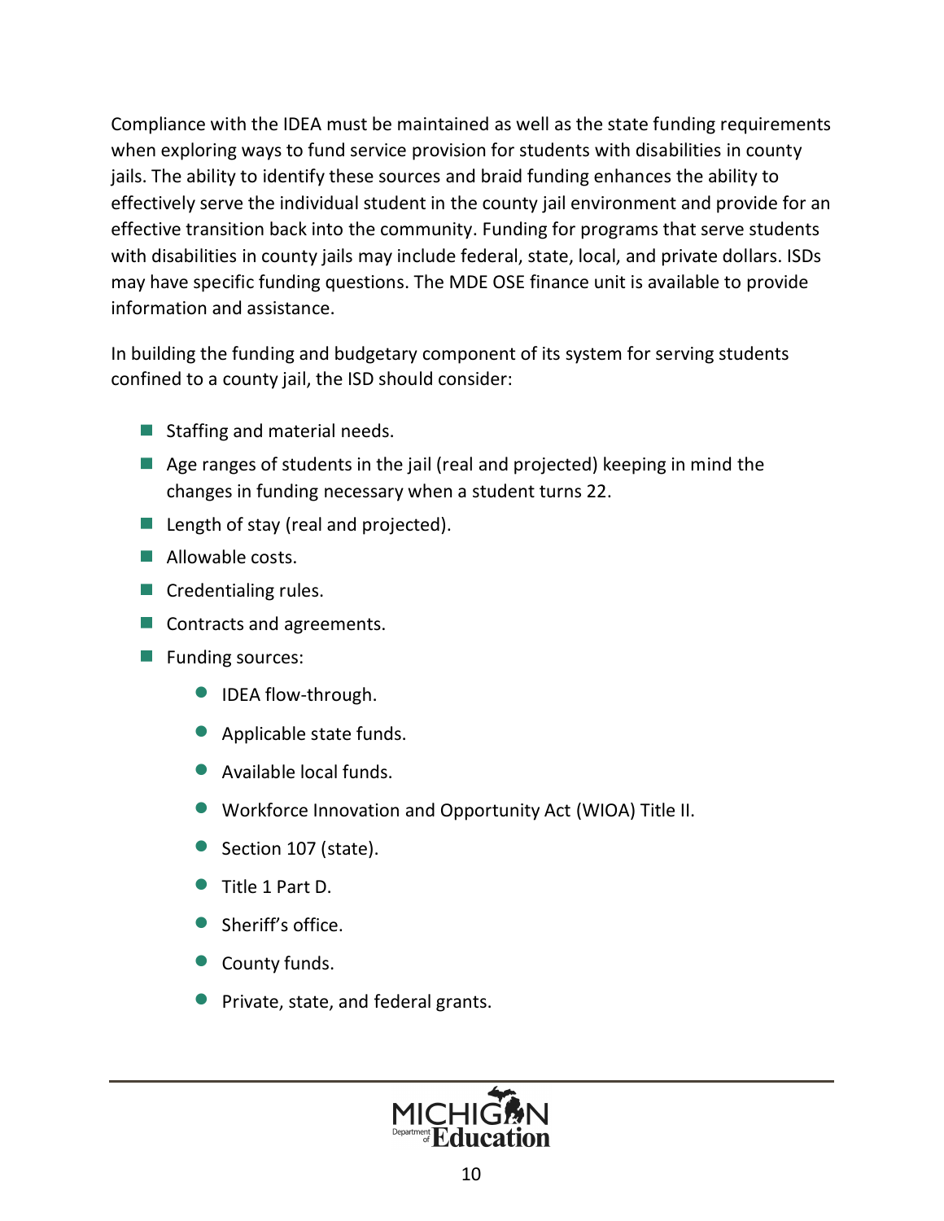Compliance with the IDEA must be maintained as well as the state funding requirements when exploring ways to fund service provision for students with disabilities in county jails. The ability to identify these sources and braid funding enhances the ability to effectively serve the individual student in the county jail environment and provide for an effective transition back into the community. Funding for programs that serve students with disabilities in county jails may include federal, state, local, and private dollars. ISDs may have specific funding questions. The MDE OSE finance unit is available to provide information and assistance.

In building the funding and budgetary component of its system for serving students confined to a county jail, the ISD should consider:

- Staffing and material needs.
- Age ranges of students in the jail (real and projected) keeping in mind the changes in funding necessary when a student turns 22.
- Length of stay (real and projected).
- Allowable costs.
- Credentialing rules.
- Contracts and agreements.
- Funding sources:
  - IDEA flow-through.
  - Applicable state funds.
  - Available local funds.
  - Workforce Innovation and Opportunity Act (WIOA) Title II.
  - Section 107 (state).
  - Title 1 Part D.
  - Sheriff's office.
  - County funds.
  - Private, state, and federal grants.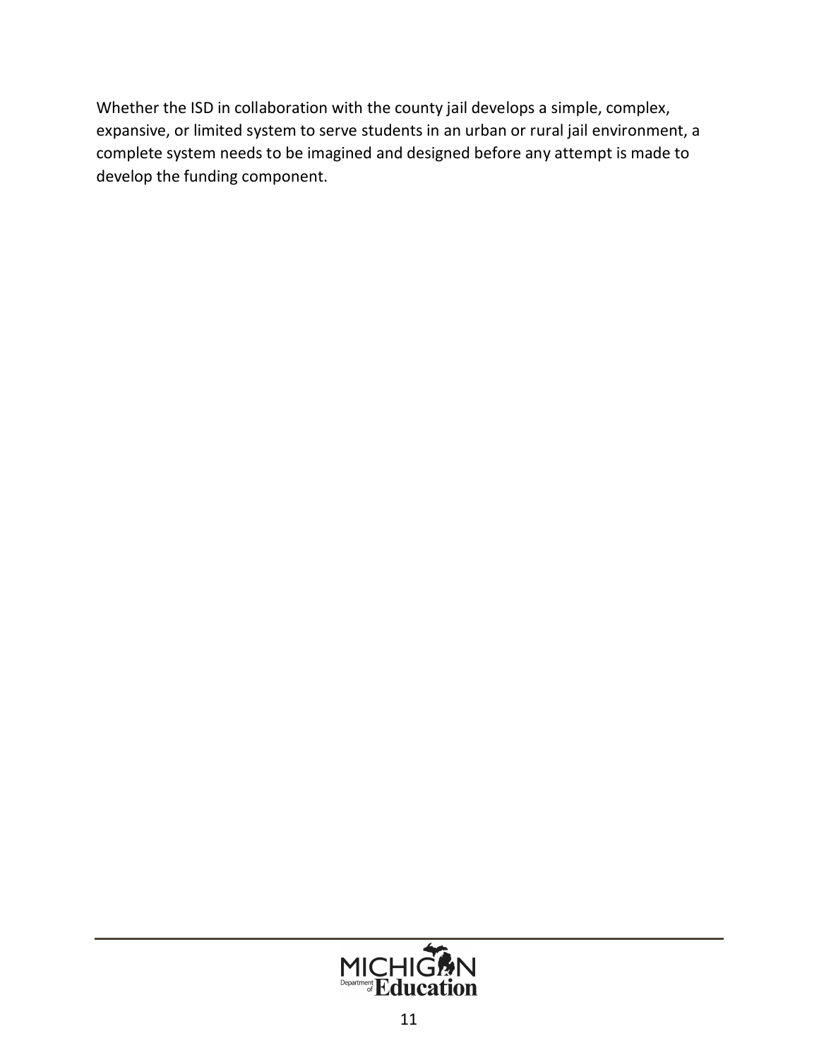Whether the ISD in collaboration with the county jail develops a simple, complex, expansive, or limited system to serve students in an urban or rural jail environment, a complete system needs to be imagined and designed before any attempt is made to develop the funding component.